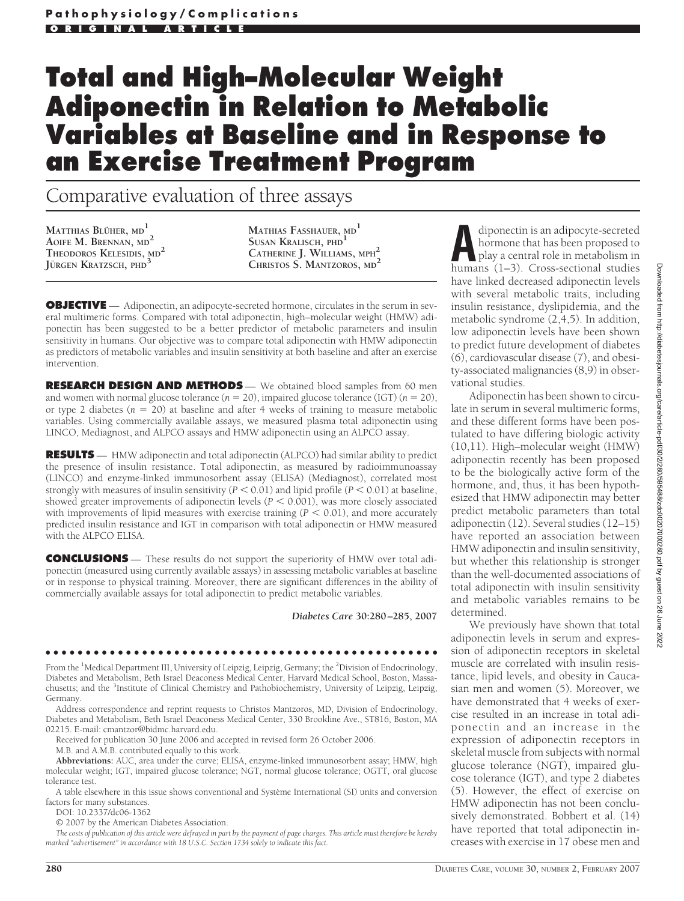**Pathophysiology/Complications**

**ORIGINAL ARTICLE**

# Total and High–Molecular Weight Adiponectin in Relation to Metabolic Variables at Baseline and in Response to an Exercise Treatment Program

## Comparative evaluation of three assays

MATTHIAS BLÜHER, MD[1]
AOIFE M. BRENNAN, MD[2]
THEODOROS KELESIDIS, MD[2]
JÜRGEN KRATZSCH, PHD[3]
MATHIAS FASSHAUER, MD[1]
SUSAN KRALISCH, PHD[1]
CATHERINE J. WILLIAMS, MPH[2]
CHRISTOS S. MANTZOROS, MD[2]

**OBJECTIVE** — Adiponectin, an adipocyte-secreted hormone, circulates in the serum in several multimeric forms. Compared with total adiponectin, high–molecular weight (HMW) adiponectin has been suggested to be a better predictor of metabolic parameters and insulin sensitivity in humans. Our objective was to compare total adiponectin with HMW adiponectin as predictors of metabolic variables and insulin sensitivity at both baseline and after an exercise intervention.

**RESEARCH DESIGN AND METHODS** — We obtained blood samples from 60 men and women with normal glucose tolerance ($n = 20$), impaired glucose tolerance (IGT) ($n = 20$), or type 2 diabetes ($n = 20$) at baseline and after 4 weeks of training to measure metabolic variables. Using commercially available assays, we measured plasma total adiponectin using LINCO, Mediagnost, and ALPCO assays and HMW adiponectin using an ALPCO assay.

**RESULTS** — HMW adiponectin and total adiponectin (ALPCO) had similar ability to predict the presence of insulin resistance. Total adiponectin, as measured by radioimmunoassay (LINCO) and enzyme-linked immunosorbent assay (ELISA) (Mediagnost), correlated most strongly with measures of insulin sensitivity ($P < 0.01$) and lipid profile ($P < 0.01$) at baseline, showed greater improvements of adiponectin levels ($P < 0.001$), was more closely associated with improvements of lipid measures with exercise training ($P < 0.01$), and more accurately predicted insulin resistance and IGT in comparison with total adiponectin or HMW measured with the ALPCO ELISA.

**CONCLUSIONS** — These results do not support the superiority of HMW over total adiponectin (measured using currently available assays) in assessing metabolic variables at baseline or in response to physical training. Moreover, there are significant differences in the ability of commercially available assays for total adiponectin to predict metabolic variables.

*Diabetes Care* **30:**280–285, 2007

From the [1]Medical Department III, University of Leipzig, Leipzig, Germany; the [2]Division of Endocrinology, Diabetes and Metabolism, Beth Israel Deaconess Medical Center, Harvard Medical School, Boston, Massachusetts; and the [3]Institute of Clinical Chemistry and Pathobiochemistry, University of Leipzig, Leipzig, Germany.

Address correspondence and reprint requests to Christos Mantzoros, MD, Division of Endocrinology, Diabetes and Metabolism, Beth Israel Deaconess Medical Center, 330 Brookline Ave., ST816, Boston, MA 02215. E-mail: cmantzor@bidmc.harvard.edu.

Received for publication 30 June 2006 and accepted in revised form 26 October 2006.

M.B. and A.M.B. contributed equally to this work.

**Abbreviations:** AUC, area under the curve; ELISA, enzyme-linked immunosorbent assay; HMW, high molecular weight; IGT, impaired glucose tolerance; NGT, normal glucose tolerance; OGTT, oral glucose tolerance test.

A table elsewhere in this issue shows conventional and Système International (SI) units and conversion factors for many substances.

DOI: 10.2337/dc06-1362

© 2007 by the American Diabetes Association.

*The costs of publication of this article were defrayed in part by the payment of page charges. This article must therefore be hereby marked "advertisement" in accordance with 18 U.S.C. Section 1734 solely to indicate this fact.*

Adiponectin is an adipocyte-secreted hormone that has been proposed to play a central role in metabolism in humans (1–3). Cross-sectional studies have linked decreased adiponectin levels with several metabolic traits, including insulin resistance, dyslipidemia, and the metabolic syndrome (2,4,5). In addition, low adiponectin levels have been shown to predict future development of diabetes (6), cardiovascular disease (7), and obesity-associated malignancies (8,9) in observational studies.

Adiponectin has been shown to circulate in serum in several multimeric forms, and these different forms have been postulated to have differing biologic activity (10,11). High–molecular weight (HMW) adiponectin recently has been proposed to be the biologically active form of the hormone, and, thus, it has been hypothesized that HMW adiponectin may better predict metabolic parameters than total adiponectin (12). Several studies (12–15) have reported an association between HMW adiponectin and insulin sensitivity, but whether this relationship is stronger than the well-documented associations of total adiponectin with insulin sensitivity and metabolic variables remains to be determined.

We previously have shown that total adiponectin levels in serum and expression of adiponectin receptors in skeletal muscle are correlated with insulin resistance, lipid levels, and obesity in Caucasian men and women (5). Moreover, we have demonstrated that 4 weeks of exercise resulted in an increase in total adiponectin and an increase in the expression of adiponectin receptors in skeletal muscle from subjects with normal glucose tolerance (NGT), impaired glucose tolerance (IGT), and type 2 diabetes (5). However, the effect of exercise on HMW adiponectin has not been conclusively demonstrated. Bobbert et al. (14) have reported that total adiponectin increases with exercise in 17 obese men and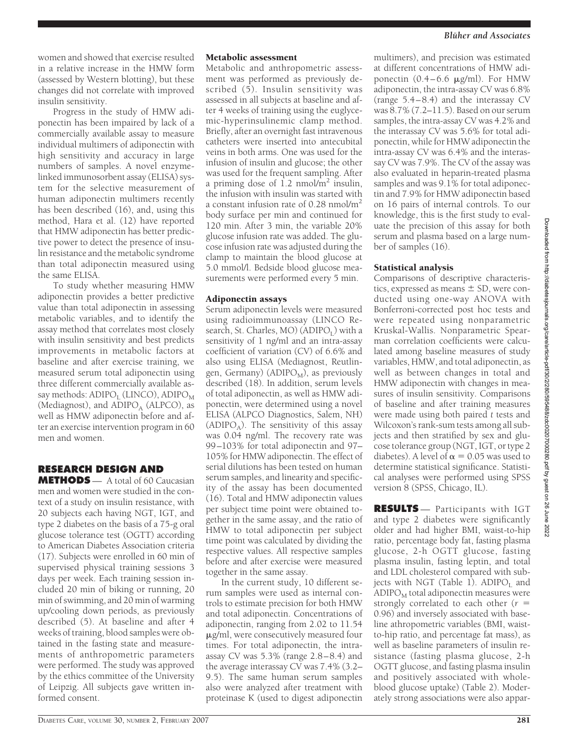women and showed that exercise resulted in a relative increase in the HMW form (assessed by Western blotting), but these changes did not correlate with improved insulin sensitivity.

Progress in the study of HMW adiponectin has been impaired by lack of a commercially available assay to measure individual multimers of adiponectin with high sensitivity and accuracy in large numbers of samples. A novel enzyme-linked immunosorbent assay (ELISA) system for the selective measurement of human adiponectin multimers recently has been described (16), and, using this method, Hara et al. (12) have reported that HMW adiponectin has better predictive power to detect the presence of insulin resistance and the metabolic syndrome than total adiponectin measured using the same ELISA.

To study whether measuring HMW adiponectin provides a better predictive value than total adiponectin in assessing metabolic variables, and to identify the assay method that correlates most closely with insulin sensitivity and best predicts improvements in metabolic factors at baseline and after exercise training, we measured serum total adiponectin using three different commercially available assay methods: $ADIPO_L$ (LINCO), $ADIPO_M$ (Mediagnost), and $ADIPO_A$ (ALPCO), as well as HMW adiponectin before and after an exercise intervention program in 60 men and women.

## RESEARCH DESIGN AND METHODS

A total of 60 Caucasian men and women were studied in the context of a study on insulin resistance, with 20 subjects each having NGT, IGT, and type 2 diabetes on the basis of a 75-g oral glucose tolerance test (OGTT) according to American Diabetes Association criteria (17). Subjects were enrolled in 60 min of supervised physical training sessions 3 days per week. Each training session included 20 min of biking or running, 20 min of swimming, and 20 min of warming up/cooling down periods, as previously described (5). At baseline and after 4 weeks of training, blood samples were obtained in the fasting state and measurements of anthropometric parameters were performed. The study was approved by the ethics committee of the University of Leipzig. All subjects gave written informed consent.

### Metabolic assessment

Metabolic and anthropometric assessment was performed as previously described (5). Insulin sensitivity was assessed in all subjects at baseline and after 4 weeks of training using the euglycemic-hyperinsulinemic clamp method. Briefly, after an overnight fast intravenous catheters were inserted into antecubital veins in both arms. One was used for the infusion of insulin and glucose; the other was used for the frequent sampling. After a priming dose of 1.2 nmol/$m^2$ insulin, the infusion with insulin was started with a constant infusion rate of 0.28 nmol/$m^2$ body surface per min and continued for 120 min. After 3 min, the variable 20% glucose infusion rate was added. The glucose infusion rate was adjusted during the clamp to maintain the blood glucose at 5.0 mmol/l. Bedside blood glucose measurements were performed every 5 min.

### Adiponectin assays

Serum adiponectin levels were measured using radioimmunoassay (LINCO Research, St. Charles, MO) ($ADIPO_L$) with a sensitivity of 1 ng/ml and an intra-assay coefficient of variation (CV) of 6.6% and also using ELISA (Mediagnost, Reutlingen, Germany) ($ADIPO_M$), as previously described (18). In addition, serum levels of total adiponectin, as well as HMW adiponectin, were determined using a novel ELISA (ALPCO Diagnostics, Salem, NH) ($ADIPO_A$). The sensitivity of this assay was 0.04 ng/ml. The recovery rate was 99–103% for total adiponectin and 97–105% for HMW adiponectin. The effect of serial dilutions has been tested on human serum samples, and linearity and specificity of the assay has been documented (16). Total and HMW adiponectin values per subject time point were obtained together in the same assay, and the ratio of HMW to total adiponectin per subject time point was calculated by dividing the respective values. All respective samples before and after exercise were measured together in the same assay.

In the current study, 10 different serum samples were used as internal controls to estimate precision for both HMW and total adiponectin. Concentrations of adiponectin, ranging from 2.02 to 11.54 μg/ml, were consecutively measured four times. For total adiponectin, the intra-assay CV was 5.3% (range 2.8–8.4) and the average interassay CV was 7.4% (3.2–9.5). The same human serum samples also were analyzed after treatment with proteinase K (used to digest adiponectin multimers), and precision was estimated at different concentrations of HMW adiponectin (0.4–6.6 μg/ml). For HMW adiponectin, the intra-assay CV was 6.8% (range 5.4–8.4) and the interassay CV was 8.7% (7.2–11.5). Based on our serum samples, the intra-assay CV was 4.2% and the interassay CV was 5.6% for total adiponectin, while for HMW adiponectin the intra-assay CV was 6.4% and the interassay CV was 7.9%. The CV of the assay was also evaluated in heparin-treated plasma samples and was 9.1% for total adiponectin and 7.9% for HMW adiponectin based on 16 pairs of internal controls. To our knowledge, this is the first study to evaluate the precision of this assay for both serum and plasma based on a large number of samples (16).

### Statistical analysis

Comparisons of descriptive characteristics, expressed as means ± SD, were conducted using one-way ANOVA with Bonferroni-corrected post hoc tests and were repeated using nonparametric Kruskal-Wallis. Nonparametric Spearman correlation coefficients were calculated among baseline measures of study variables, HMW, and total adiponectin, as well as between changes in total and HMW adiponectin with changes in measures of insulin sensitivity. Comparisons of baseline and after training measures were made using both paired $t$ tests and Wilcoxon's rank-sum tests among all subjects and then stratified by sex and glucose tolerance group (NGT, IGT, or type 2 diabetes). A level of $\alpha = 0.05$ was used to determine statistical significance. Statistical analyses were performed using SPSS version 8 (SPSS, Chicago, IL).

## RESULTS

Participants with IGT and type 2 diabetes were significantly older and had higher BMI, waist-to-hip ratio, percentage body fat, fasting plasma glucose, 2-h OGTT glucose, fasting plasma insulin, fasting leptin, and total and LDL cholesterol compared with subjects with NGT (Table 1). $ADIPO_L$ and $ADIPO_M$ total adiponectin measures were strongly correlated to each other ($r = 0.96$) and inversely associated with baseline athropometric variables (BMI, waist-to-hip ratio, and percentage fat mass), as well as baseline parameters of insulin resistance (fasting plasma glucose, 2-h OGTT glucose, and fasting plasma insulin and positively associated with whole-blood glucose uptake) (Table 2). Moderately strong associations were also appar-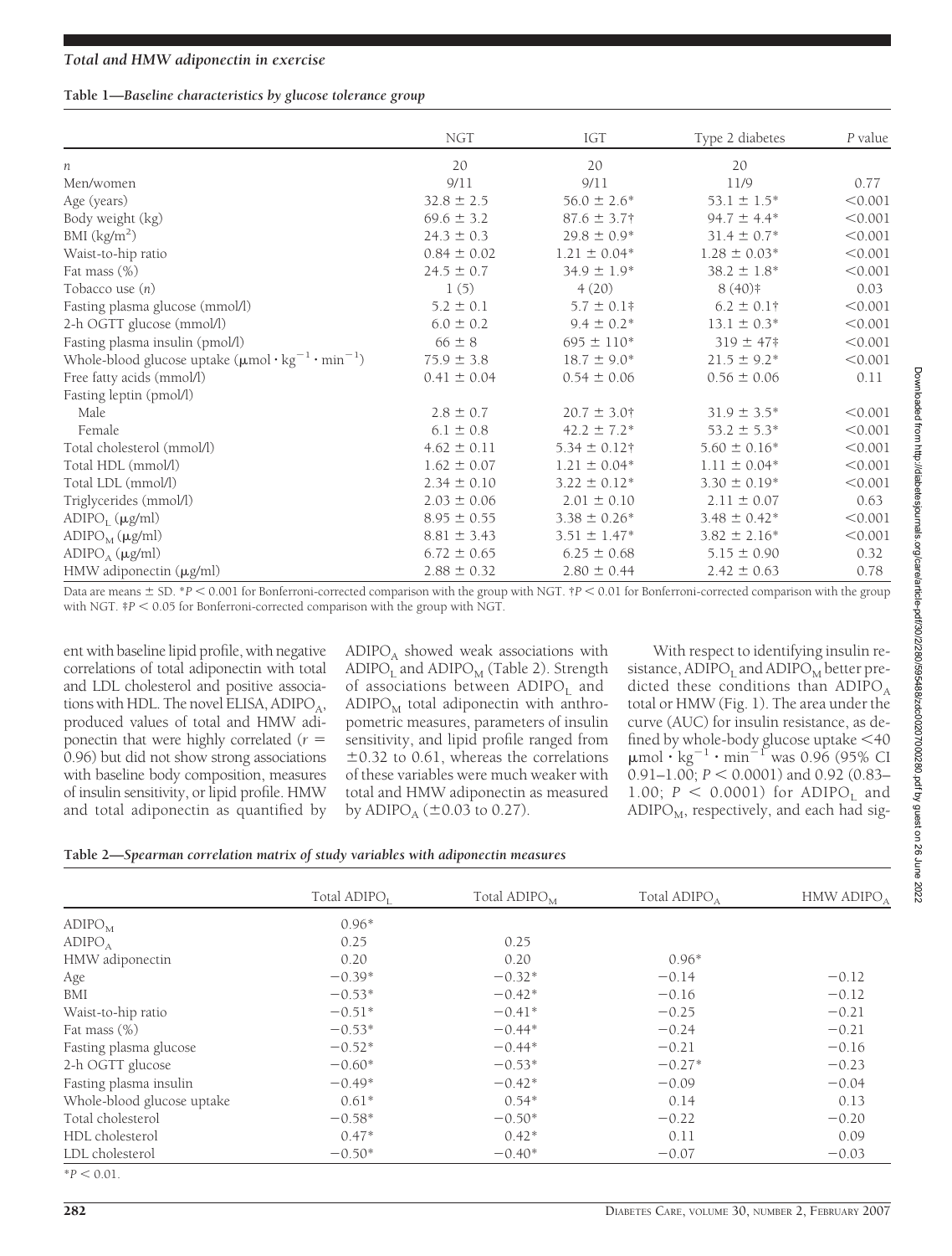**Table 1—Baseline characteristics by glucose tolerance group**

| | NGT | IGT | Type 2 diabetes | *P* value |
|---|---|---|---|---|
| *n* | 20 | 20 | 20 | |
| Men/women | 9/11 | 9/11 | 11/9 | 0.77 |
| Age (years) | 32.8 ± 2.5 | 56.0 ± 2.6* | 53.1 ± 1.5* | <0.001 |
| Body weight (kg) | 69.6 ± 3.2 | 87.6 ± 3.7† | 94.7 ± 4.4* | <0.001 |
| BMI (kg/m$^2$) | 24.3 ± 0.3 | 29.8 ± 0.9* | 31.4 ± 0.7* | <0.001 |
| Waist-to-hip ratio | 0.84 ± 0.02 | 1.21 ± 0.04* | 1.28 ± 0.03* | <0.001 |
| Fat mass (%) | 24.5 ± 0.7 | 34.9 ± 1.9* | 38.2 ± 1.8* | <0.001 |
| Tobacco use (*n*) | 1 (5) | 4 (20) | 8 (40)‡ | 0.03 |
| Fasting plasma glucose (mmol/l) | 5.2 ± 0.1 | 5.7 ± 0.1‡ | 6.2 ± 0.1† | <0.001 |
| 2-h OGTT glucose (mmol/l) | 6.0 ± 0.2 | 9.4 ± 0.2* | 13.1 ± 0.3* | <0.001 |
| Fasting plasma insulin (pmol/l) | 66 ± 8 | 695 ± 110* | 319 ± 47‡ | <0.001 |
| Whole-blood glucose uptake ($\mu$mol · kg$^{-1}$ · min$^{-1}$) | 75.9 ± 3.8 | 18.7 ± 9.0* | 21.5 ± 9.2* | <0.001 |
| Free fatty acids (mmol/l) | 0.41 ± 0.04 | 0.54 ± 0.06 | 0.56 ± 0.06 | 0.11 |
| Fasting leptin (pmol/l) | | | | |
| Male | 2.8 ± 0.7 | 20.7 ± 3.0† | 31.9 ± 3.5* | <0.001 |
| Female | 6.1 ± 0.8 | 42.2 ± 7.2* | 53.2 ± 5.3* | <0.001 |
| Total cholesterol (mmol/l) | 4.62 ± 0.11 | 5.34 ± 0.12† | 5.60 ± 0.16* | <0.001 |
| Total HDL (mmol/l) | 1.62 ± 0.07 | 1.21 ± 0.04* | 1.11 ± 0.04* | <0.001 |
| Total LDL (mmol/l) | 2.34 ± 0.10 | 3.22 ± 0.12* | 3.30 ± 0.19* | <0.001 |
| Triglycerides (mmol/l) | 2.03 ± 0.06 | 2.01 ± 0.10 | 2.11 ± 0.07 | 0.63 |
| $ADIPO_L$ ($\mu$g/ml) | 8.95 ± 0.55 | 3.38 ± 0.26* | 3.48 ± 0.42* | <0.001 |
| $ADIPO_M$ ($\mu$g/ml) | 8.81 ± 3.43 | 3.51 ± 1.47* | 3.82 ± 2.16* | <0.001 |
| $ADIPO_A$ ($\mu$g/ml) | 6.72 ± 0.65 | 6.25 ± 0.68 | 5.15 ± 0.90 | 0.32 |
| HMW adiponectin ($\mu$g/ml) | 2.88 ± 0.32 | 2.80 ± 0.44 | 2.42 ± 0.63 | 0.78 |

Data are means ± SD. *$P < 0.001$ for Bonferroni-corrected comparison with the group with NGT. †$P < 0.01$ for Bonferroni-corrected comparison with the group with NGT. ‡$P < 0.05$ for Bonferroni-corrected comparison with the group with NGT.

ent with baseline lipid profile, with negative correlations of total adiponectin with total and LDL cholesterol and positive associations with HDL. The novel ELISA, $ADIPO_A$, produced values of total and HMW adiponectin that were highly correlated ($r$ = 0.96) but did not show strong associations with baseline body composition, measures of insulin sensitivity, or lipid profile. HMW and total adiponectin as quantified by $ADIPO_A$ showed weak associations with $ADIPO_L$ and $ADIPO_M$ (Table 2). Strength of associations between $ADIPO_L$ and $ADIPO_M$ total adiponectin with anthropometric measures, parameters of insulin sensitivity, and lipid profile ranged from ±0.32 to 0.61, whereas the correlations of these variables were much weaker with total and HMW adiponectin as measured by $ADIPO_A$ (±0.03 to 0.27).

With respect to identifying insulin resistance, $ADIPO_L$ and $ADIPO_M$ better predicted these conditions than $ADIPO_A$ total or HMW (Fig. 1). The area under the curve (AUC) for insulin resistance, as defined by whole-body glucose uptake <40 $\mu$mol · kg$^{-1}$ · min$^{-1}$ was 0.96 (95% CI 0.91–1.00; $P < 0.0001$) and 0.92 (0.83–1.00; $P < 0.0001$) for $ADIPO_L$ and $ADIPO_M$, respectively, and each had sig-

**Table 2—Spearman correlation matrix of study variables with adiponectin measures**

| | Total $ADIPO_L$ | Total $ADIPO_M$ | Total $ADIPO_A$ | HMW $ADIPO_A$ |
|---|---|---|---|---|
| $ADIPO_M$ | 0.96* | | | |
| $ADIPO_A$ | 0.25 | 0.25 | | |
| HMW adiponectin | 0.20 | 0.20 | 0.96* | |
| Age | −0.39* | −0.32* | −0.14 | −0.12 |
| BMI | −0.53* | −0.42* | −0.16 | −0.12 |
| Waist-to-hip ratio | −0.51* | −0.41* | −0.25 | −0.21 |
| Fat mass (%) | −0.53* | −0.44* | −0.24 | −0.21 |
| Fasting plasma glucose | −0.52* | −0.44* | −0.21 | −0.16 |
| 2-h OGTT glucose | −0.60* | −0.53* | −0.27* | −0.23 |
| Fasting plasma insulin | −0.49* | −0.42* | −0.09 | −0.04 |
| Whole-blood glucose uptake | 0.61* | 0.54* | 0.14 | 0.13 |
| Total cholesterol | −0.58* | −0.50* | −0.22 | −0.20 |
| HDL cholesterol | 0.47* | 0.42* | 0.11 | 0.09 |
| LDL cholesterol | −0.50* | −0.40* | −0.07 | −0.03 |

*$P < 0.01$.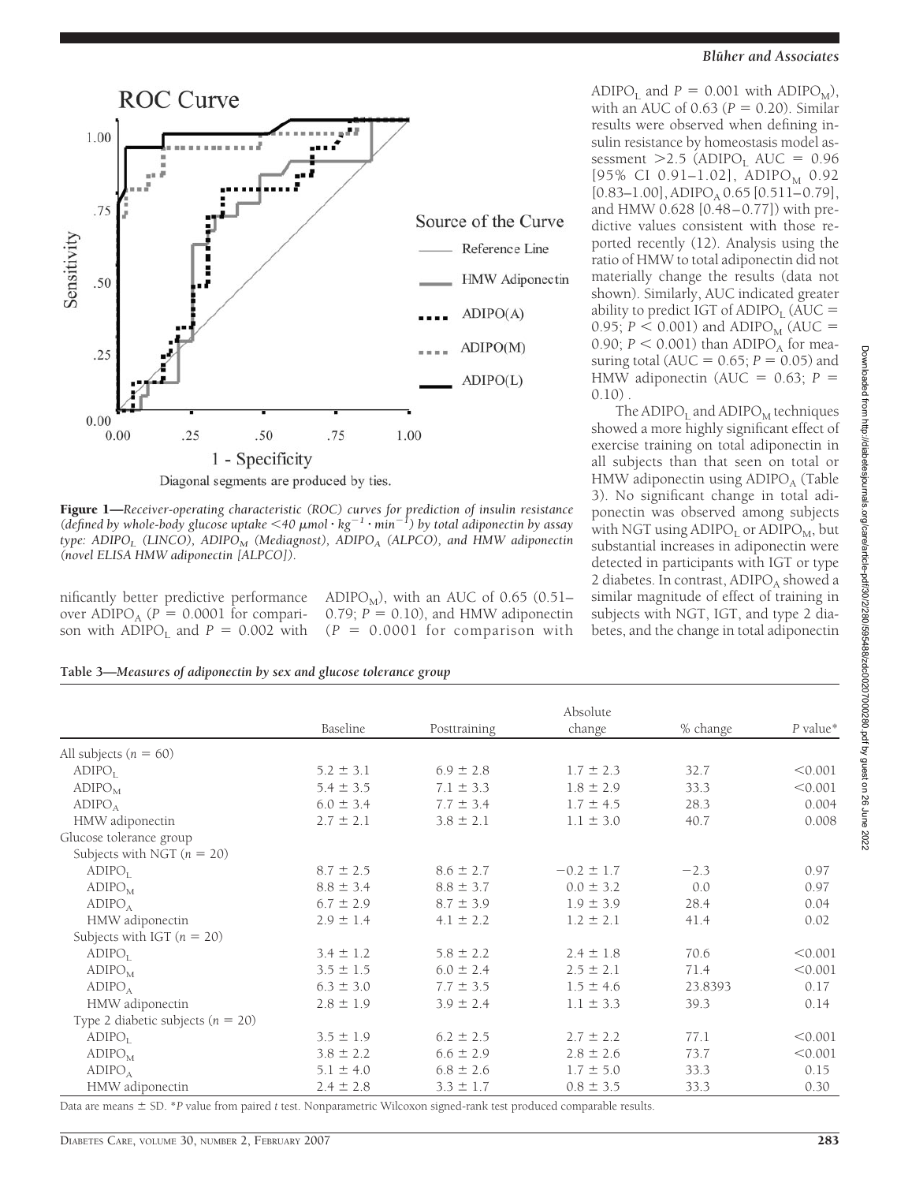Figure 1—*Receiver-operating characteristic (ROC) curves for prediction of insulin resistance (defined by whole-body glucose uptake <40 μmol · kg$^{-1}$ · min$^{-1}$) by total adiponectin by assay type: $ADIPO_L$ (LINCO), $ADIPO_M$ (Mediagnost), $ADIPO_A$ (ALPCO), and HMW adiponectin (novel ELISA HMW adiponectin [ALPCO]).*

nificantly better predictive performance over $ADIPO_A$ ($P = 0.0001$ for comparison with $ADIPO_L$ and $P = 0.002$ with $ADIPO_M$), with an AUC of 0.65 (0.51–0.79; $P = 0.10$), and HMW adiponectin ($P = 0.0001$ for comparison with $ADIPO_L$ and $P = 0.001$ with $ADIPO_M$), with an AUC of 0.63 ($P = 0.20$). Similar results were observed when defining insulin resistance by homeostasis model assessment >2.5 ($ADIPO_L$ AUC = 0.96 [95% CI 0.91–1.02], $ADIPO_M$ 0.92 [0.83–1.00], $ADIPO_A$ 0.65 [0.511–0.79], and HMW 0.628 [0.48–0.77]) with predictive values consistent with those reported recently (12). Analysis using the ratio of HMW to total adiponectin did not materially change the results (data not shown). Similarly, AUC indicated greater ability to predict IGT of $ADIPO_L$ (AUC = 0.95; $P < 0.001$) and $ADIPO_M$ (AUC = 0.90; $P < 0.001$) than $ADIPO_A$ for measuring total (AUC = 0.65; $P = 0.05$) and HMW adiponectin (AUC = 0.63; $P = 0.10$).

The $ADIPO_L$ and $ADIPO_M$ techniques showed a more highly significant effect of exercise training on total adiponectin in all subjects than that seen on total or HMW adiponectin using $ADIPO_A$ (Table 3). No significant change in total adiponectin was observed among subjects with NGT using $ADIPO_L$ or $ADIPO_M$, but substantial increases in adiponectin were detected in participants with IGT or type 2 diabetes. In contrast, $ADIPO_A$ showed a similar magnitude of effect of training in subjects with NGT, IGT, and type 2 diabetes, and the change in total adiponectin

**Table 3—*Measures of adiponectin by sex and glucose tolerance group***

| | Baseline | Posttraining | Absolute change | % change | *P* value* |
|---|---|---|---|---|---|
| All subjects ($n = 60$) | | | | | |
| $ADIPO_L$ | 5.2 ± 3.1 | 6.9 ± 2.8 | 1.7 ± 2.3 | 32.7 | <0.001 |
| $ADIPO_M$ | 5.4 ± 3.5 | 7.1 ± 3.3 | 1.8 ± 2.9 | 33.3 | <0.001 |
| $ADIPO_A$ | 6.0 ± 3.4 | 7.7 ± 3.4 | 1.7 ± 4.5 | 28.3 | 0.004 |
| HMW adiponectin | 2.7 ± 2.1 | 3.8 ± 2.1 | 1.1 ± 3.0 | 40.7 | 0.008 |
| Glucose tolerance group | | | | | |
| Subjects with NGT ($n = 20$) | | | | | |
| $ADIPO_L$ | 8.7 ± 2.5 | 8.6 ± 2.7 | −0.2 ± 1.7 | −2.3 | 0.97 |
| $ADIPO_M$ | 8.8 ± 3.4 | 8.8 ± 3.7 | 0.0 ± 3.2 | 0.0 | 0.97 |
| $ADIPO_A$ | 6.7 ± 2.9 | 8.7 ± 3.9 | 1.9 ± 3.9 | 28.4 | 0.04 |
| HMW adiponectin | 2.9 ± 1.4 | 4.1 ± 2.2 | 1.2 ± 2.1 | 41.4 | 0.02 |
| Subjects with IGT ($n = 20$) | | | | | |
| $ADIPO_L$ | 3.4 ± 1.2 | 5.8 ± 2.2 | 2.4 ± 1.8 | 70.6 | <0.001 |
| $ADIPO_M$ | 3.5 ± 1.5 | 6.0 ± 2.4 | 2.5 ± 2.1 | 71.4 | <0.001 |
| $ADIPO_A$ | 6.3 ± 3.0 | 7.7 ± 3.5 | 1.5 ± 4.6 | 23.8393 | 0.17 |
| HMW adiponectin | 2.8 ± 1.9 | 3.9 ± 2.4 | 1.1 ± 3.3 | 39.3 | 0.14 |
| Type 2 diabetic subjects ($n = 20$) | | | | | |
| $ADIPO_L$ | 3.5 ± 1.9 | 6.2 ± 2.5 | 2.7 ± 2.2 | 77.1 | <0.001 |
| $ADIPO_M$ | 3.8 ± 2.2 | 6.6 ± 2.9 | 2.8 ± 2.6 | 73.7 | <0.001 |
| $ADIPO_A$ | 5.1 ± 4.0 | 6.8 ± 2.6 | 1.7 ± 5.0 | 33.3 | 0.15 |
| HMW adiponectin | 2.4 ± 2.8 | 3.3 ± 1.7 | 0.8 ± 3.5 | 33.3 | 0.30 |

Data are means ± SD. **P* value from paired *t* test. Nonparametric Wilcoxon signed-rank test produced comparable results.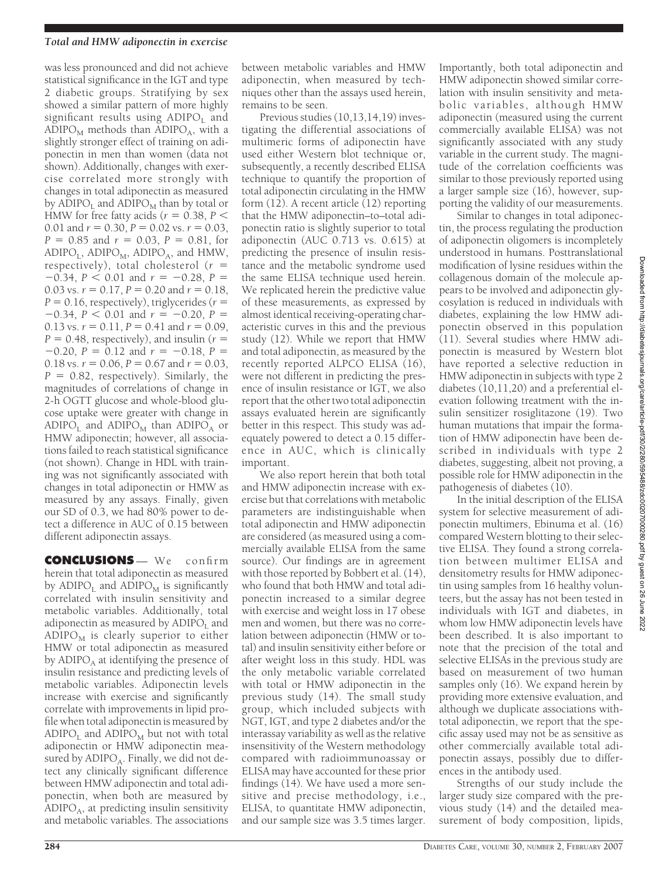was less pronounced and did not achieve statistical significance in the IGT and type 2 diabetic groups. Stratifying by sex showed a similar pattern of more highly significant results using $ADIPO_L$ and $ADIPO_M$ methods than $ADIPO_A$, with a slightly stronger effect of training on adiponectin in men than women (data not shown). Additionally, changes with exercise correlated more strongly with changes in total adiponectin as measured by $ADIPO_L$ and $ADIPO_M$ than by total or HMW for free fatty acids ($r = 0.38$, $P < 0.01$ and $r = 0.30$, $P = 0.02$ vs. $r = 0.03$, $P = 0.85$ and $r = 0.03$, $P = 0.81$, for $ADIPO_L$, $ADIPO_M$, $ADIPO_A$, and HMW, respectively), total cholesterol ($r = -0.34$, $P < 0.01$ and $r = -0.28$, $P = 0.03$ vs. $r = 0.17$, $P = 0.20$ and $r = 0.18$, $P = 0.16$, respectively), triglycerides ($r = -0.34$, $P < 0.01$ and $r = -0.20$, $P = 0.13$ vs. $r = 0.11$, $P = 0.41$ and $r = 0.09$, $P = 0.48$, respectively), and insulin ($r = -0.20$, $P = 0.12$ and $r = -0.18$, $P = 0.18$ vs. $r = 0.06$, $P = 0.67$ and $r = 0.03$, $P = 0.82$, respectively). Similarly, the magnitudes of correlations of change in 2-h OGTT glucose and whole-blood glucose uptake were greater with change in $ADIPO_L$ and $ADIPO_M$ than $ADIPO_A$ or HMW adiponectin; however, all associations failed to reach statistical significance (not shown). Change in HDL with training was not significantly associated with changes in total adiponectin or HMW as measured by any assays. Finally, given our SD of 0.3, we had 80% power to detect a difference in AUC of 0.15 between different adiponectin assays.

## CONCLUSIONS

We confirm herein that total adiponectin as measured by $ADIPO_L$ and $ADIPO_M$ is significantly correlated with insulin sensitivity and metabolic variables. Additionally, total adiponectin as measured by $ADIPO_L$ and $ADIPO_M$ is clearly superior to either HMW or total adiponectin as measured by $ADIPO_A$ at identifying the presence of insulin resistance and predicting levels of metabolic variables. Adiponectin levels increase with exercise and significantly correlate with improvements in lipid profile when total adiponectin is measured by $ADIPO_L$ and $ADIPO_M$ but not with total adiponectin or HMW adiponectin measured by $ADIPO_A$. Finally, we did not detect any clinically significant difference between HMW adiponectin and total adiponectin, when both are measured by $ADIPO_A$, at predicting insulin sensitivity and metabolic variables. The associations between metabolic variables and HMW adiponectin, when measured by techniques other than the assays used herein, remains to be seen.

Previous studies (10,13,14,19) investigating the differential associations of multimeric forms of adiponectin have used either Western blot technique or, subsequently, a recently described ELISA technique to quantify the proportion of total adiponectin circulating in the HMW form (12). A recent article (12) reporting that the HMW adiponectin–to–total adiponectin ratio is slightly superior to total adiponectin (AUC 0.713 vs. 0.615) at predicting the presence of insulin resistance and the metabolic syndrome used the same ELISA technique used herein. We replicated herein the predictive value of these measurements, as expressed by almost identical receiving-operating characteristic curves in this and the previous study (12). While we report that HMW and total adiponectin, as measured by the recently reported ALPCO ELISA (16), were not different in predicting the presence of insulin resistance or IGT, we also report that the other two total adiponectin assays evaluated herein are significantly better in this respect. This study was adequately powered to detect a 0.15 difference in AUC, which is clinically important.

We also report herein that both total and HMW adiponectin increase with exercise but that correlations with metabolic parameters are indistinguishable when total adiponectin and HMW adiponectin are considered (as measured using a commercially available ELISA from the same source). Our findings are in agreement with those reported by Bobbert et al. (14), who found that both HMW and total adiponectin increased to a similar degree with exercise and weight loss in 17 obese men and women, but there was no correlation between adiponectin (HMW or total) and insulin sensitivity either before or after weight loss in this study. HDL was the only metabolic variable correlated with total or HMW adiponectin in the previous study (14). The small study group, which included subjects with NGT, IGT, and type 2 diabetes and/or the interassay variability as well as the relative insensitivity of the Western methodology compared with radioimmunoassay or ELISA may have accounted for these prior findings (14). We have used a more sensitive and precise methodology, i.e., ELISA, to quantitate HMW adiponectin, and our sample size was 3.5 times larger. Importantly, both total adiponectin and HMW adiponectin showed similar correlation with insulin sensitivity and metabolic variables, although HMW adiponectin (measured using the current commercially available ELISA) was not significantly associated with any study variable in the current study. The magnitude of the correlation coefficients was similar to those previously reported using a larger sample size (16), however, supporting the validity of our measurements.

Similar to changes in total adiponectin, the process regulating the production of adiponectin oligomers is incompletely understood in humans. Posttranslational modification of lysine residues within the collagenous domain of the molecule appears to be involved and adiponectin glycosylation is reduced in individuals with diabetes, explaining the low HMW adiponectin observed in this population (11). Several studies where HMW adiponectin is measured by Western blot have reported a selective reduction in HMW adiponectin in subjects with type 2 diabetes (10,11,20) and a preferential elevation following treatment with the insulin sensitizer rosiglitazone (19). Two human mutations that impair the formation of HMW adiponectin have been described in individuals with type 2 diabetes, suggesting, albeit not proving, a possible role for HMW adiponectin in the pathogenesis of diabetes (10).

In the initial description of the ELISA system for selective measurement of adiponectin multimers, Ebinuma et al. (16) compared Western blotting to their selective ELISA. They found a strong correlation between multimer ELISA and densitometry results for HMW adiponectin using samples from 16 healthy volunteers, but the assay has not been tested in individuals with IGT and diabetes, in whom low HMW adiponectin levels have been described. It is also important to note that the precision of the total and selective ELISAs in the previous study are based on measurement of two human samples only (16). We expand herein by providing more extensive evaluation, and although we duplicate associations withtotal adiponectin, we report that the specific assay used may not be as sensitive as other commercially available total adiponectin assays, possibly due to differences in the antibody used.

Strengths of our study include the larger study size compared with the previous study (14) and the detailed measurement of body composition, lipids,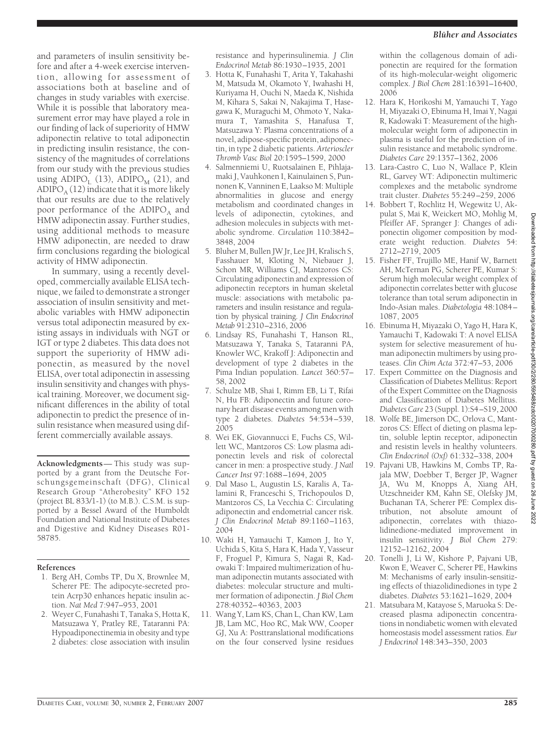and parameters of insulin sensitivity before and after a 4-week exercise intervention, allowing for assessment of associations both at baseline and of changes in study variables with exercise. While it is possible that laboratory measurement error may have played a role in our finding of lack of superiority of HMW adiponectin relative to total adiponectin in predicting insulin resistance, the consistency of the magnitudes of correlations from our study with the previous studies using $ADIPO_L$ (13), $ADIPO_M$ (21), and $ADIPO_A$ (12) indicate that it is more likely that our results are due to the relatively poor performance of the $ADIPO_A$ and HMW adiponectin assay. Further studies, using additional methods to measure HMW adiponectin, are needed to draw firm conclusions regarding the biological activity of HMW adiponectin.

In summary, using a recently developed, commercially available ELISA technique, we failed to demonstrate a stronger association of insulin sensitivity and metabolic variables with HMW adiponectin versus total adiponectin measured by existing assays in individuals with NGT or IGT or type 2 diabetes. This data does not support the superiority of HMW adiponectin, as measured by the novel ELISA, over total adiponectin in assessing insulin sensitivity and changes with physical training. Moreover, we document significant differences in the ability of total adiponectin to predict the presence of insulin resistance when measured using different commercially available assays.

**Acknowledgments**— This study was supported by a grant from the Deutsche Forschungsgemeinschaft (DFG), Clinical Research Group "Atherobesity" KFO 152 (project BL 833/1-1) (to M.B.). C.S.M. is supported by a Bessel Award of the Humboldt Foundation and National Institute of Diabetes and Digestive and Kidney Diseases R01-58785.

## References

1. Berg AH, Combs TP, Du X, Brownlee M, Scherer PE: The adipocyte-secreted protein Acrp30 enhances hepatic insulin action. *Nat Med* 7:947–953, 2001
2. Weyer C, Funahashi T, Tanaka S, Hotta K, Matsuzawa Y, Pratley RE, Tataranni PA: Hypoadiponectinemia in obesity and type 2 diabetes: close association with insulin resistance and hyperinsulinemia. *J Clin Endocrinol Metab* 86:1930–1935, 2001
3. Hotta K, Funahashi T, Arita Y, Takahashi M, Matsuda M, Okamoto Y, Iwahashi H, Kuriyama H, Ouchi N, Maeda K, Nishida M, Kihara S, Sakai N, Nakajima T, Hasegawa K, Muraguchi M, Ohmoto Y, Nakamura T, Yamashita S, Hanafusa T, Matsuzawa Y: Plasma concentrations of a novel, adipose-specific protein, adiponectin, in type 2 diabetic patients. *Arterioscler Thromb Vasc Biol* 20:1595–1599, 2000
4. Salmenniemi U, Ruotsalainen E, Pihlajamaki J, Vauhkonen I, Kainulainen S, Punnonen K, Vanninen E, Laakso M: Multiple abnormalities in glucose and energy metabolism and coordinated changes in levels of adiponectin, cytokines, and adhesion molecules in subjects with metabolic syndrome. *Circulation* 110:3842–3848, 2004
5. Bluher M, Bullen JW Jr, Lee JH, Kralisch S, Fasshauer M, Kloting N, Niebauer J, Schon MR, Williams CJ, Mantzoros CS: Circulating adiponectin and expression of adiponectin receptors in human skeletal muscle: associations with metabolic parameters and insulin resistance and regulation by physical training. *J Clin Endocrinol Metab* 91:2310–2316, 2006
6. Lindsay RS, Funahashi T, Hanson RL, Matsuzawa Y, Tanaka S, Tataranni PA, Knowler WC, Krakoff J: Adiponectin and development of type 2 diabetes in the Pima Indian population. *Lancet* 360:57–58, 2002
7. Schulze MB, Shai I, Rimm EB, Li T, Rifai N, Hu FB: Adiponectin and future coronary heart disease events among men with type 2 diabetes. *Diabetes* 54:534–539, 2005
8. Wei EK, Giovannucci E, Fuchs CS, Willett WC, Mantzoros CS: Low plasma adiponectin levels and risk of colorectal cancer in men: a prospective study. *J Natl Cancer Inst* 97:1688–1694, 2005
9. Dal Maso L, Augustin LS, Karalis A, Talamini R, Franceschi S, Trichopoulos D, Mantzoros CS, La Vecchia C: Circulating adiponectin and endometrial cancer risk. *J Clin Endocrinol Metab* 89:1160–1163, 2004
10. Waki H, Yamauchi T, Kamon J, Ito Y, Uchida S, Kita S, Hara K, Hada Y, Vasseur F, Froguel P, Kimura S, Nagai R, Kadowaki T: Impaired multimerization of human adiponectin mutants associated with diabetes: molecular structure and multimer formation of adiponectin. *J Biol Chem* 278:40352–40363, 2003
11. Wang Y, Lam KS, Chan L, Chan KW, Lam JB, Lam MC, Hoo RC, Mak WW, Cooper GJ, Xu A: Posttranslational modifications on the four conserved lysine residues within the collagenous domain of adiponectin are required for the formation of its high-molecular-weight oligomeric complex. *J Biol Chem* 281:16391–16400, 2006
12. Hara K, Horikoshi M, Yamauchi T, Yago H, Miyazaki O, Ebinuma H, Imai Y, Nagai R, Kadowaki T: Measurement of the high-molecular weight form of adiponectin in plasma is useful for the prediction of insulin resistance and metabolic syndrome. *Diabetes Care* 29:1357–1362, 2006
13. Lara-Castro C, Luo N, Wallace P, Klein RL, Garvey WT: Adiponectin multimeric complexes and the metabolic syndrome trait cluster. *Diabetes* 55:249–259, 2006
14. Bobbert T, Rochlitz H, Wegewitz U, Akpulat S, Mai K, Weickert MO, Mohlig M, Pfeiffer AF, Spranger J: Changes of adiponectin oligomer composition by moderate weight reduction. *Diabetes* 54: 2712–2719, 2005
15. Fisher FF, Trujillo ME, Hanif W, Barnett AH, McTernan PG, Scherer PE, Kumar S: Serum high molecular weight complex of adiponectin correlates better with glucose tolerance than total serum adiponectin in Indo-Asian males. *Diabetologia* 48:1084–1087, 2005
16. Ebinuma H, Miyazaki O, Yago H, Hara K, Yamauchi T, Kadowaki T: A novel ELISA system for selective measurement of human adiponectin multimers by using proteases. *Clin Chim Acta* 372:47–53, 2006
17. Expert Committee on the Diagnosis and Classification of Diabetes Mellitus: Report of the Expert Committee on the Diagnosis and Classification of Diabetes Mellitus. *Diabetes Care* 23 (Suppl. 1):S4–S19, 2000
18. Wolfe BE, Jimerson DC, Orlova C, Mantzoros CS: Effect of dieting on plasma leptin, soluble leptin receptor, adiponectin and resistin levels in healthy volunteers. *Clin Endocrinol (Oxf)* 61:332–338, 2004
19. Pajvani UB, Hawkins M, Combs TP, Rajala MW, Doebber T, Berger JP, Wagner JA, Wu M, Knopps A, Xiang AH, Utzschneider KM, Kahn SE, Olefsky JM, Buchanan TA, Scherer PE: Complex distribution, not absolute amount of adiponectin, correlates with thiazolidinedione-mediated improvement in insulin sensitivity. *J Biol Chem* 279: 12152–12162, 2004
20. Tonelli J, Li W, Kishore P, Pajvani UB, Kwon E, Weaver C, Scherer PE, Hawkins M: Mechanisms of early insulin-sensitizing effects of thiazolidinediones in type 2 diabetes. *Diabetes* 53:1621–1629, 2004
21. Matsubara M, Katayose S, Maruoka S: Decreased plasma adiponectin concentrations in nondiabetic women with elevated homeostasis model assessment ratios. *Eur J Endocrinol* 148:343–350, 2003